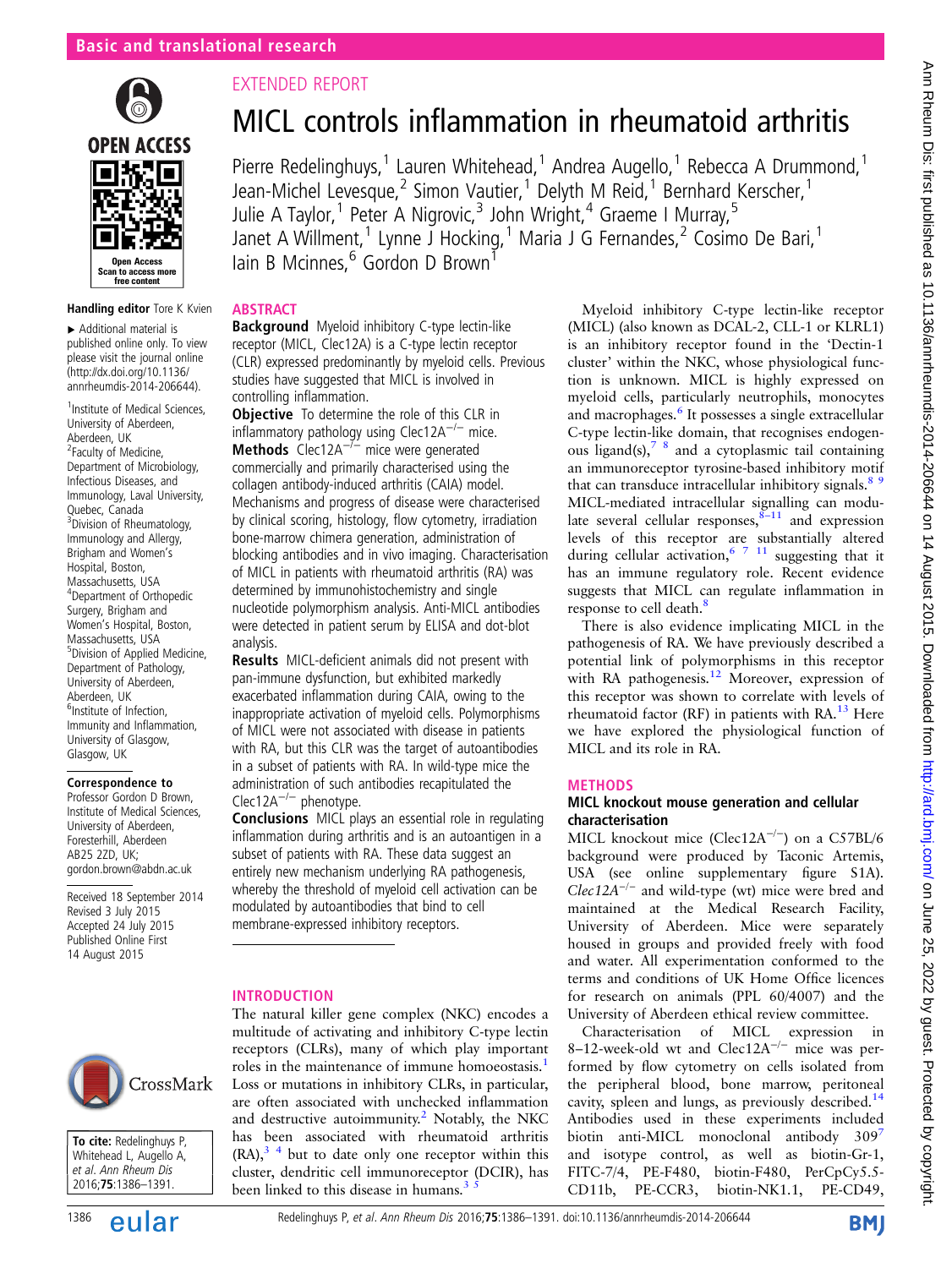Basic and translational research

EXTENDED REPORT

# MICL controls inflammation in rheumatoid arthritis

Pierre Redelinghuys,[1] Lauren Whitehead,[1] Andrea Augello,[1] Rebecca A Drummond,[1] Jean-Michel Levesque,[2] Simon Vautier,[1] Delyth M Reid,[1] Bernhard Kerscher,[1] Julie A Taylor,[1] Peter A Nigrovic,[3] John Wright,[4] Graeme I Murray,[5] Janet A Willment,[1] Lynne J Hocking,[1] Maria J G Fernandes,[2] Cosimo De Bari,[1] Iain B Mcinnes,[6] Gordon D Brown[1]

Handling editor Tore K Kvien

▸ Additional material is published online only. To view please visit the journal online (http://dx.doi.org/10.1136/annrheumdis-2014-206644).

[1]Institute of Medical Sciences, University of Aberdeen, Aberdeen, UK
[2]Faculty of Medicine, Department of Microbiology, Infectious Diseases, and Immunology, Laval University, Quebec, Canada
[3]Division of Rheumatology, Immunology and Allergy, Brigham and Women's Hospital, Boston, Massachusetts, USA
[4]Department of Orthopedic Surgery, Brigham and Women's Hospital, Boston, Massachusetts, USA
[5]Division of Applied Medicine, Department of Pathology, University of Aberdeen, Aberdeen, UK
[6]Institute of Infection, Immunity and Inflammation, University of Glasgow, Glasgow, UK

**Correspondence to**
Professor Gordon D Brown, Institute of Medical Sciences, University of Aberdeen, Foresterhill, Aberdeen AB25 2ZD, UK; gordon.brown@abdn.ac.uk

Received 18 September 2014
Revised 3 July 2015
Accepted 24 July 2015
Published Online First 14 August 2015

**To cite:** Redelinghuys P, Whitehead L, Augello A, et al. Ann Rheum Dis 2016;75:1386–1391.

## ABSTRACT

**Background** Myeloid inhibitory C-type lectin-like receptor (MICL, Clec12A) is a C-type lectin receptor (CLR) expressed predominantly by myeloid cells. Previous studies have suggested that MICL is involved in controlling inflammation.

**Objective** To determine the role of this CLR in inflammatory pathology using Clec12A$^{-/-}$ mice.

**Methods** Clec12A$^{-/-}$ mice were generated commercially and primarily characterised using the collagen antibody-induced arthritis (CAIA) model. Mechanisms and progress of disease were characterised by clinical scoring, histology, flow cytometry, irradiation bone-marrow chimera generation, administration of blocking antibodies and in vivo imaging. Characterisation of MICL in patients with rheumatoid arthritis (RA) was determined by immunohistochemistry and single nucleotide polymorphism analysis. Anti-MICL antibodies were detected in patient serum by ELISA and dot-blot analysis.

**Results** MICL-deficient animals did not present with pan-immune dysfunction, but exhibited markedly exacerbated inflammation during CAIA, owing to the inappropriate activation of myeloid cells. Polymorphisms of MICL were not associated with disease in patients with RA, but this CLR was the target of autoantibodies in a subset of patients with RA. In wild-type mice the administration of such antibodies recapitulated the Clec12A$^{-/-}$ phenotype.

**Conclusions** MICL plays an essential role in regulating inflammation during arthritis and is an autoantigen in a subset of patients with RA. These data suggest an entirely new mechanism underlying RA pathogenesis, whereby the threshold of myeloid cell activation can be modulated by autoantibodies that bind to cell membrane-expressed inhibitory receptors.

## INTRODUCTION

The natural killer gene complex (NKC) encodes a multitude of activating and inhibitory C-type lectin receptors (CLRs), many of which play important roles in the maintenance of immune homoeostasis.[1] Loss or mutations in inhibitory CLRs, in particular, are often associated with unchecked inflammation and destructive autoimmunity.[2] Notably, the NKC has been associated with rheumatoid arthritis (RA),[3 4] but to date only one receptor within this cluster, dendritic cell immunoreceptor (DCIR), has been linked to this disease in humans.[3 5]

Myeloid inhibitory C-type lectin-like receptor (MICL) (also known as DCAL-2, CLL-1 or KLRL1) is an inhibitory receptor found in the 'Dectin-1 cluster' within the NKC, whose physiological function is unknown. MICL is highly expressed on myeloid cells, particularly neutrophils, monocytes and macrophages.[6] It possesses a single extracellular C-type lectin-like domain, that recognises endogenous ligand(s),[7 8] and a cytoplasmic tail containing an immunoreceptor tyrosine-based inhibitory motif that can transduce intracellular inhibitory signals.[8 9] MICL-mediated intracellular signalling can modulate several cellular responses,[8–11] and expression levels of this receptor are substantially altered during cellular activation,[6 7 11] suggesting that it has an immune regulatory role. Recent evidence suggests that MICL can regulate inflammation in response to cell death.[8]

There is also evidence implicating MICL in the pathogenesis of RA. We have previously described a potential link of polymorphisms in this receptor with RA pathogenesis.[12] Moreover, expression of this receptor was shown to correlate with levels of rheumatoid factor (RF) in patients with RA.[13] Here we have explored the physiological function of MICL and its role in RA.

## METHODS

### MICL knockout mouse generation and cellular characterisation

MICL knockout mice (Clec12A$^{-/-}$) on a C57BL/6 background were produced by Taconic Artemis, USA (see online supplementary figure S1A). *Clec12A*$^{-/-}$ and wild-type (wt) mice were bred and maintained at the Medical Research Facility, University of Aberdeen. Mice were separately housed in groups and provided freely with food and water. All experimentation conformed to the terms and conditions of UK Home Office licences for research on animals (PPL 60/4007) and the University of Aberdeen ethical review committee.

Characterisation of MICL expression in 8–12-week-old wt and Clec12A$^{-/-}$ mice was performed by flow cytometry on cells isolated from the peripheral blood, bone marrow, peritoneal cavity, spleen and lungs, as previously described.[14] Antibodies used in these experiments included biotin anti-MICL monoclonal antibody 309[7] and isotype control, as well as biotin-Gr-1, FITC-7/4, PE-F480, biotin-F480, PerCpCy5.5-CD11b, PE-CCR3, biotin-NK1.1, PE-CD49,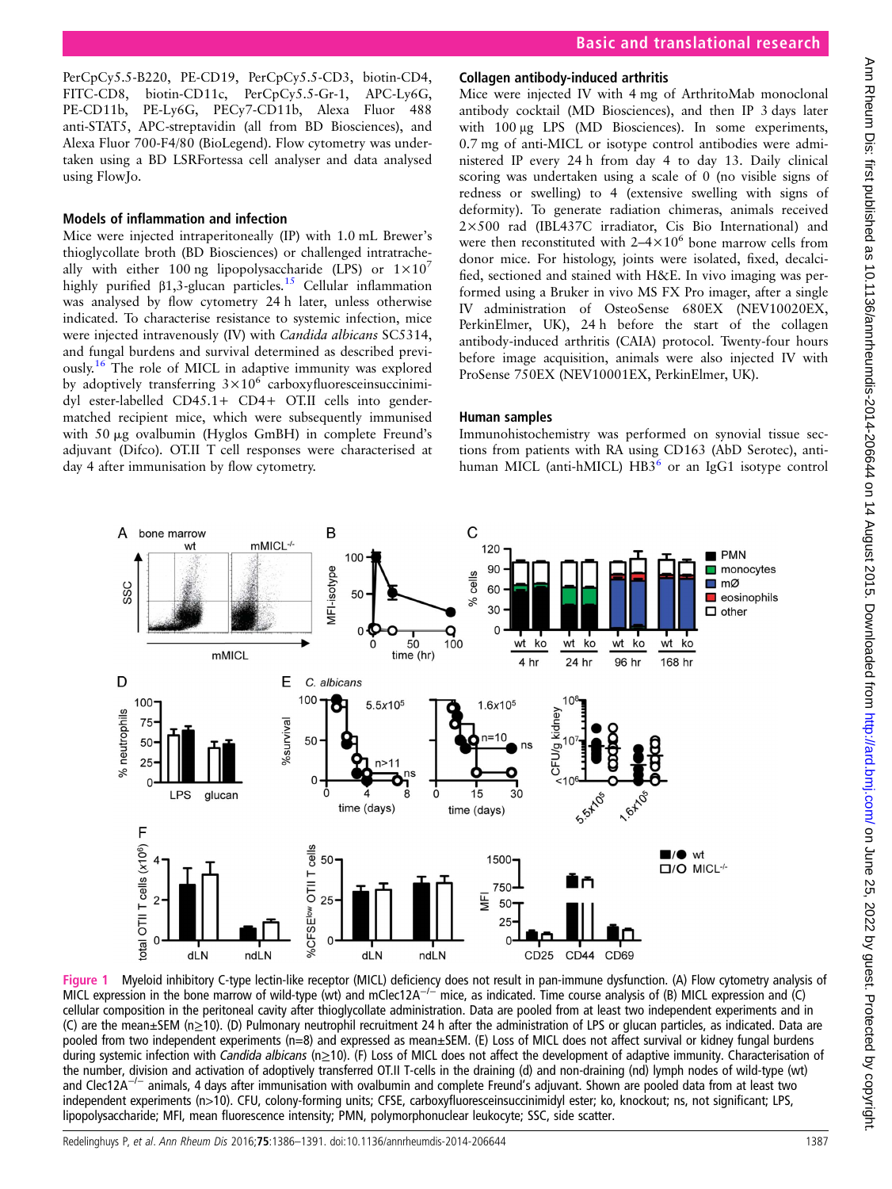PerCpCy5.5-B220, PE-CD19, PerCpCy5.5-CD3, biotin-CD4, FITC-CD8, biotin-CD11c, PerCpCy5.5-Gr-1, APC-Ly6G, PE-CD11b, PE-Ly6G, PECy7-CD11b, Alexa Fluor 488 anti-STAT5, APC-streptavidin (all from BD Biosciences), and Alexa Fluor 700-F4/80 (BioLegend). Flow cytometry was undertaken using a BD LSRFortessa cell analyser and data analysed using FlowJo.

### Models of inflammation and infection

Mice were injected intraperitoneally (IP) with 1.0 mL Brewer's thioglycollate broth (BD Biosciences) or challenged intratracheally with either 100 ng lipopolysaccharide (LPS) or $1\times10^7$ highly purified β1,3-glucan particles.[15] Cellular inflammation was analysed by flow cytometry 24 h later, unless otherwise indicated. To characterise resistance to systemic infection, mice were injected intravenously (IV) with *Candida albicans* SC5314, and fungal burdens and survival determined as described previously.[16] The role of MICL in adaptive immunity was explored by adoptively transferring $3\times10^6$ carboxyfluoresceinsuccinimidyl ester-labelled CD45.1+ CD4+ OT.II cells into gender-matched recipient mice, which were subsequently immunised with 50 μg ovalbumin (Hyglos GmBH) in complete Freund's adjuvant (Difco). OT.II T cell responses were characterised at day 4 after immunisation by flow cytometry.

### Collagen antibody-induced arthritis

Mice were injected IV with 4 mg of ArthritoMab monoclonal antibody cocktail (MD Biosciences), and then IP 3 days later with 100 μg LPS (MD Biosciences). In some experiments, 0.7 mg of anti-MICL or isotype control antibodies were administered IP every 24 h from day 4 to day 13. Daily clinical scoring was undertaken using a scale of 0 (no visible signs of redness or swelling) to 4 (extensive swelling with signs of deformity). To generate radiation chimeras, animals received 2×500 rad (IBL437C irradiator, Cis Bio International) and were then reconstituted with 2–4×$10^6$ bone marrow cells from donor mice. For histology, joints were isolated, fixed, decalcified, sectioned and stained with H&E. In vivo imaging was performed using a Bruker in vivo MS FX Pro imager, after a single IV administration of OsteoSense 680EX (NEV10020EX, PerkinElmer, UK), 24 h before the start of the collagen antibody-induced arthritis (CAIA) protocol. Twenty-four hours before image acquisition, animals were also injected IV with ProSense 750EX (NEV10001EX, PerkinElmer, UK).

### Human samples

Immunohistochemistry was performed on synovial tissue sections from patients with RA using CD163 (AbD Serotec), anti-human MICL (anti-hMICL) HB3[6] or an IgG1 isotype control

**Figure 1** Myeloid inhibitory C-type lectin-like receptor (MICL) deficiency does not result in pan-immune dysfunction. (A) Flow cytometry analysis of MICL expression in the bone marrow of wild-type (wt) and mClec12A$^{-/-}$ mice, as indicated. Time course analysis of (B) MICL expression and (C) cellular composition in the peritoneal cavity after thioglycollate administration. Data are pooled from at least two independent experiments and in (C) are the mean±SEM (n≥10). (D) Pulmonary neutrophil recruitment 24 h after the administration of LPS or glucan particles, as indicated. Data are pooled from two independent experiments (n=8) and expressed as mean±SEM. (E) Loss of MICL does not affect survival or kidney fungal burdens during systemic infection with *Candida albicans* (n≥10). (F) Loss of MICL does not affect the development of adaptive immunity. Characterisation of the number, division and activation of adoptively transferred OT.II T-cells in the draining (d) and non-draining (nd) lymph nodes of wild-type (wt) and Clec12A$^{-/-}$ animals, 4 days after immunisation with ovalbumin and complete Freund's adjuvant. Shown are pooled data from at least two independent experiments (n>10). CFU, colony-forming units; CFSE, carboxyfluoresceinsuccinimidyl ester; ko, knockout; ns, not significant; LPS, lipopolysaccharide; MFI, mean fluorescence intensity; PMN, polymorphonuclear leukocyte; SSC, side scatter.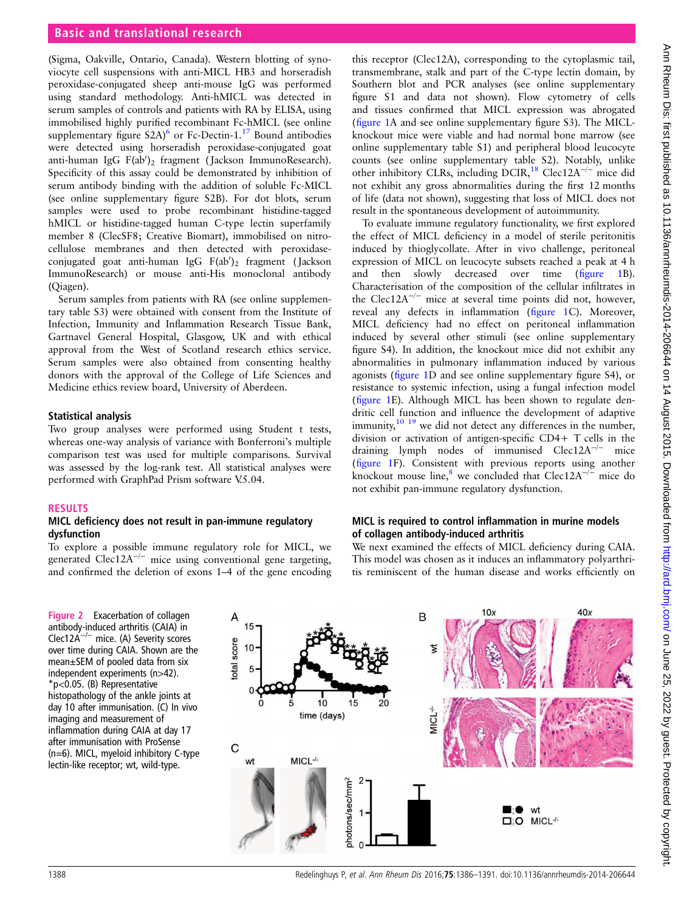(Sigma, Oakville, Ontario, Canada). Western blotting of synoviocyte cell suspensions with anti-MICL HB3 and horseradish peroxidase-conjugated sheep anti-mouse IgG was performed using standard methodology. Anti-hMICL was detected in serum samples of controls and patients with RA by ELISA, using immobilised highly purified recombinant Fc-hMICL (see online supplementary figure S2A)[6] or Fc-Dectin-1.[17] Bound antibodies were detected using horseradish peroxidase-conjugated goat anti-human IgG F(ab′)$_2$ fragment (Jackson ImmunoResearch). Specificity of this assay could be demonstrated by inhibition of serum antibody binding with the addition of soluble Fc-MICL (see online supplementary figure S2B). For dot blots, serum samples were used to probe recombinant histidine-tagged hMICL or histidine-tagged human C-type lectin superfamily member 8 (ClecSF8; Creative Biomart), immobilised on nitrocellulose membranes and then detected with peroxidase-conjugated goat anti-human IgG F(ab′)$_2$ fragment (Jackson ImmunoResearch) or mouse anti-His monoclonal antibody (Qiagen).

Serum samples from patients with RA (see online supplementary table S3) were obtained with consent from the Institute of Infection, Immunity and Inflammation Research Tissue Bank, Gartnavel General Hospital, Glasgow, UK and with ethical approval from the West of Scotland research ethics service. Serum samples were also obtained from consenting healthy donors with the approval of the College of Life Sciences and Medicine ethics review board, University of Aberdeen.

### Statistical analysis

Two group analyses were performed using Student t tests, whereas one-way analysis of variance with Bonferroni's multiple comparison test was used for multiple comparisons. Survival was assessed by the log-rank test. All statistical analyses were performed with GraphPad Prism software V.5.04.

## RESULTS

### MICL deficiency does not result in pan-immune regulatory dysfunction

To explore a possible immune regulatory role for MICL, we generated Clec12A$^{-/-}$ mice using conventional gene targeting, and confirmed the deletion of exons 1–4 of the gene encoding this receptor (Clec12A), corresponding to the cytoplasmic tail, transmembrane, stalk and part of the C-type lectin domain, by Southern blot and PCR analyses (see online supplementary figure S1 and data not shown). Flow cytometry of cells and tissues confirmed that MICL expression was abrogated (figure 1A and see online supplementary figure S3). The MICL-knockout mice were viable and had normal bone marrow (see online supplementary table S1) and peripheral blood leucocyte counts (see online supplementary table S2). Notably, unlike other inhibitory CLRs, including DCIR,[18] Clec12A$^{-/-}$ mice did not exhibit any gross abnormalities during the first 12 months of life (data not shown), suggesting that loss of MICL does not result in the spontaneous development of autoimmunity.

To evaluate immune regulatory functionality, we first explored the effect of MICL deficiency in a model of sterile peritonitis induced by thioglycollate. After in vivo challenge, peritoneal expression of MICL on leucocyte subsets reached a peak at 4 h and then slowly decreased over time (figure 1B). Characterisation of the composition of the cellular infiltrates in the Clec12A$^{-/-}$ mice at several time points did not, however, reveal any defects in inflammation (figure 1C). Moreover, MICL deficiency had no effect on peritoneal inflammation induced by several other stimuli (see online supplementary figure S4). In addition, the knockout mice did not exhibit any abnormalities in pulmonary inflammation induced by various agonists (figure 1D and see online supplementary figure S4), or resistance to systemic infection, using a fungal infection model (figure 1E). Although MICL has been shown to regulate dendritic cell function and influence the development of adaptive immunity,[10 19] we did not detect any differences in the number, division or activation of antigen-specific CD4+ T cells in the draining lymph nodes of immunised Clec12A$^{-/-}$ mice (figure 1F). Consistent with previous reports using another knockout mouse line,[8] we concluded that Clec12A$^{-/-}$ mice do not exhibit pan-immune regulatory dysfunction.

### MICL is required to control inflammation in murine models of collagen antibody-induced arthritis

We next examined the effects of MICL deficiency during CAIA. This model was chosen as it induces an inflammatory polyarthritis reminiscent of the human disease and works efficiently on

**Figure 2** Exacerbation of collagen antibody-induced arthritis (CAIA) in Clec12A$^{-/-}$ mice. (A) Severity scores over time during CAIA. Shown are the mean±SEM of pooled data from six independent experiments (n>42). *p<0.05. (B) Representative histopathology of the ankle joints at day 10 after immunisation. (C) In vivo imaging and measurement of inflammation during CAIA at day 17 after immunisation with ProSense (n=6). MICL, myeloid inhibitory C-type lectin-like receptor; wt, wild-type.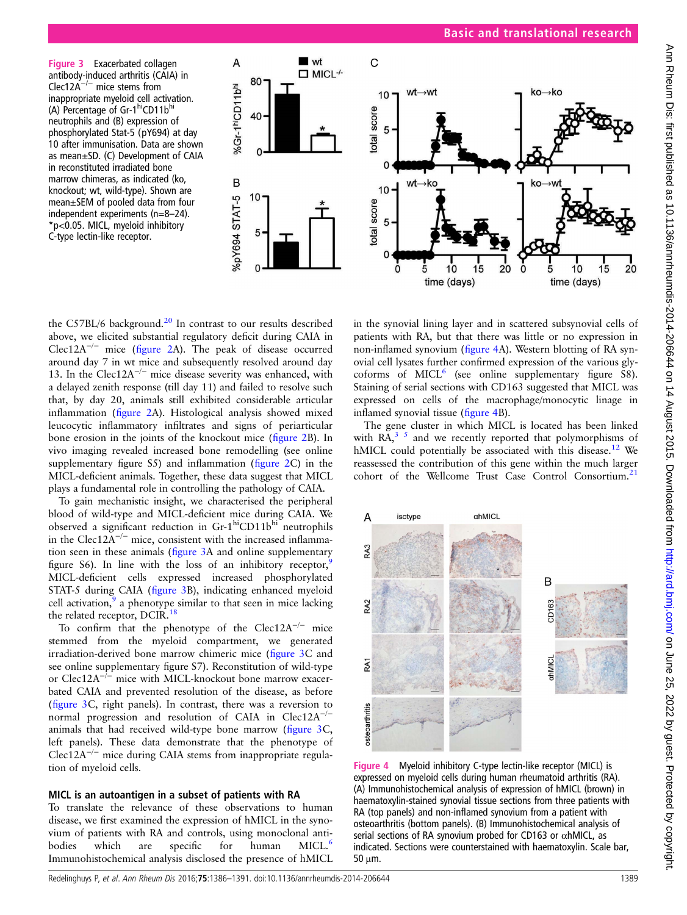Figure 3 Exacerbated collagen antibody-induced arthritis (CAIA) in Clec12A$^{-/-}$ mice stems from inappropriate myeloid cell activation. (A) Percentage of Gr-1$^{hi}$CD11b$^{hi}$ neutrophils and (B) expression of phosphorylated Stat-5 (pY694) at day 10 after immunisation. Data are shown as mean±SD. (C) Development of CAIA in reconstituted irradiated bone marrow chimeras, as indicated (ko, knockout; wt, wild-type). Shown are mean±SEM of pooled data from four independent experiments (n=8–24). *p<0.05. MICL, myeloid inhibitory C-type lectin-like receptor.

the C57BL/6 background.[20] In contrast to our results described above, we elicited substantial regulatory deficit during CAIA in Clec12A$^{-/-}$ mice (figure 2A). The peak of disease occurred around day 7 in wt mice and subsequently resolved around day 13. In the Clec12A$^{-/-}$ mice disease severity was enhanced, with a delayed zenith response (till day 11) and failed to resolve such that, by day 20, animals still exhibited considerable articular inflammation (figure 2A). Histological analysis showed mixed leucocytic inflammatory infiltrates and signs of periarticular bone erosion in the joints of the knockout mice (figure 2B). In vivo imaging revealed increased bone remodelling (see online supplementary figure S5) and inflammation (figure 2C) in the MICL-deficient animals. Together, these data suggest that MICL plays a fundamental role in controlling the pathology of CAIA.

To gain mechanistic insight, we characterised the peripheral blood of wild-type and MICL-deficient mice during CAIA. We observed a significant reduction in Gr-1$^{hi}$CD11b$^{hi}$ neutrophils in the Clec12A$^{-/-}$ mice, consistent with the increased inflammation seen in these animals (figure 3A and online supplementary figure S6). In line with the loss of an inhibitory receptor,[9] MICL-deficient cells expressed increased phosphorylated STAT-5 during CAIA (figure 3B), indicating enhanced myeloid cell activation,[9] a phenotype similar to that seen in mice lacking the related receptor, DCIR.[18]

To confirm that the phenotype of the Clec12A$^{-/-}$ mice stemmed from the myeloid compartment, we generated irradiation-derived bone marrow chimeric mice (figure 3C and see online supplementary figure S7). Reconstitution of wild-type or Clec12A$^{-/-}$ mice with MICL-knockout bone marrow exacerbated CAIA and prevented resolution of the disease, as before (figure 3C, right panels). In contrast, there was a reversion to normal progression and resolution of CAIA in Clec12A$^{-/-}$ animals that had received wild-type bone marrow (figure 3C, left panels). These data demonstrate that the phenotype of Clec12A$^{-/-}$ mice during CAIA stems from inappropriate regulation of myeloid cells.

## MICL is an autoantigen in a subset of patients with RA

To translate the relevance of these observations to human disease, we first examined the expression of hMICL in the synovium of patients with RA and controls, using monoclonal antibodies which are specific for human MICL.[6] Immunohistochemical analysis disclosed the presence of hMICL in the synovial lining layer and in scattered subsynovial cells of patients with RA, but that there was little or no expression in non-inflamed synovium (figure 4A). Western blotting of RA synovial cell lysates further confirmed expression of the various glycoforms of MICL[6] (see online supplementary figure S8). Staining of serial sections with CD163 suggested that MICL was expressed on cells of the macrophage/monocytic linage in inflamed synovial tissue (figure 4B).

The gene cluster in which MICL is located has been linked with RA,[3] [5] and we recently reported that polymorphisms of hMICL could potentially be associated with this disease.[12] We reassessed the contribution of this gene within the much larger cohort of the Wellcome Trust Case Control Consortium.[21]

Figure 4 Myeloid inhibitory C-type lectin-like receptor (MICL) is expressed on myeloid cells during human rheumatoid arthritis (RA). (A) Immunohistochemical analysis of expression of hMICL (brown) in haematoxylin-stained synovial tissue sections from three patients with RA (top panels) and non-inflamed synovium from a patient with osteoarthritis (bottom panels). (B) Immunohistochemical analysis of serial sections of RA synovium probed for CD163 or αhMICL, as indicated. Sections were counterstained with haematoxylin. Scale bar, 50 μm.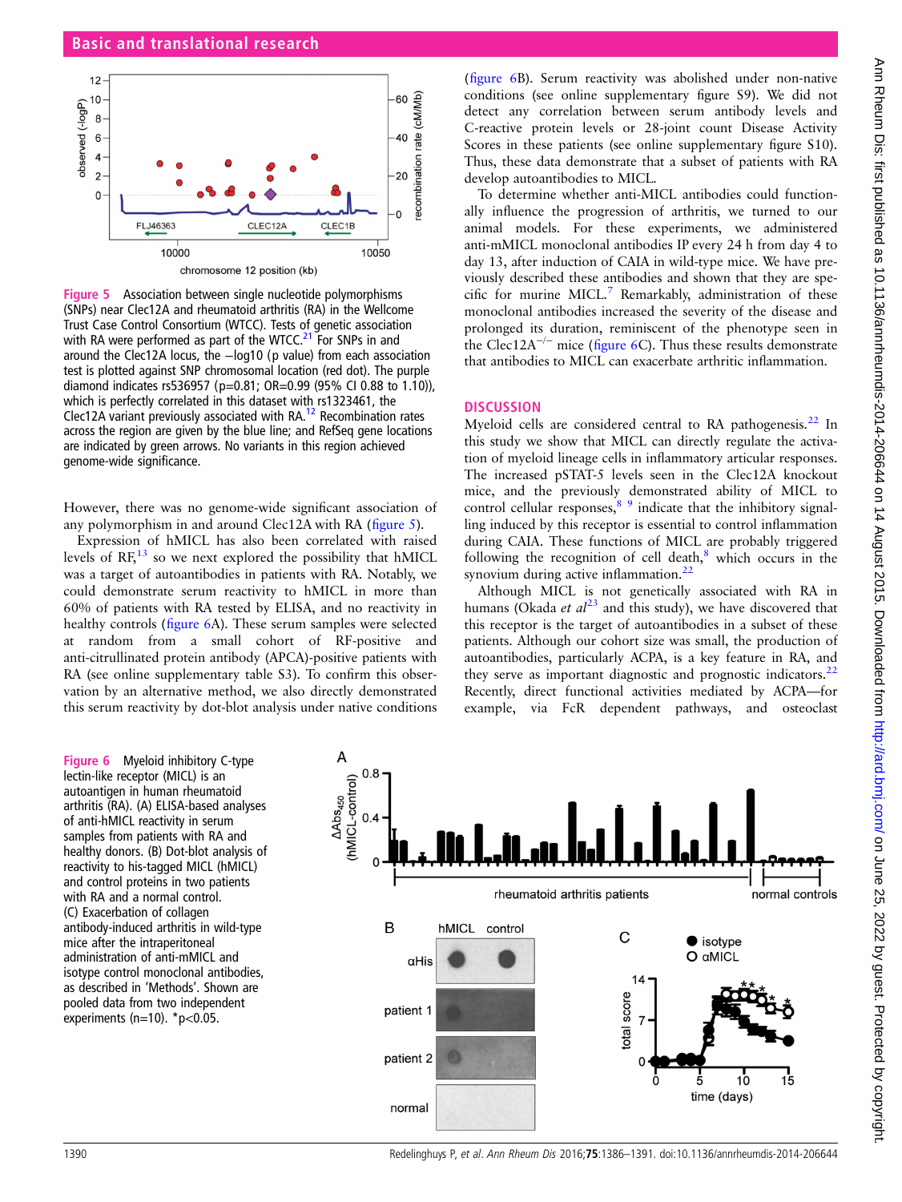Figure 5 Association between single nucleotide polymorphisms (SNPs) near Clec12A and rheumatoid arthritis (RA) in the Wellcome Trust Case Control Consortium (WTCC). Tests of genetic association with RA were performed as part of the WTCC.[21] For SNPs in and around the Clec12A locus, the −log10 (p value) from each association test is plotted against SNP chromosomal location (red dot). The purple diamond indicates rs536957 (p=0.81; OR=0.99 (95% CI 0.88 to 1.10)), which is perfectly correlated in this dataset with rs1323461, the Clec12A variant previously associated with RA.[12] Recombination rates across the region are given by the blue line; and RefSeq gene locations are indicated by green arrows. No variants in this region achieved genome-wide significance.

However, there was no genome-wide significant association of any polymorphism in and around Clec12A with RA (figure 5).

Expression of hMICL has also been correlated with raised levels of RF,[13] so we next explored the possibility that hMICL was a target of autoantibodies in patients with RA. Notably, we could demonstrate serum reactivity to hMICL in more than 60% of patients with RA tested by ELISA, and no reactivity in healthy controls (figure 6A). These serum samples were selected at random from a small cohort of RF-positive and anti-citrullinated protein antibody (APCA)-positive patients with RA (see online supplementary table S3). To confirm this observation by an alternative method, we also directly demonstrated this serum reactivity by dot-blot analysis under native conditions (figure 6B). Serum reactivity was abolished under non-native conditions (see online supplementary figure S9). We did not detect any correlation between serum antibody levels and C-reactive protein levels or 28-joint count Disease Activity Scores in these patients (see online supplementary figure S10). Thus, these data demonstrate that a subset of patients with RA develop autoantibodies to MICL.

To determine whether anti-MICL antibodies could functionally influence the progression of arthritis, we turned to our animal models. For these experiments, we administered anti-mMICL monoclonal antibodies IP every 24 h from day 4 to day 13, after induction of CAIA in wild-type mice. We have previously described these antibodies and shown that they are specific for murine MICL.[7] Remarkably, administration of these monoclonal antibodies increased the severity of the disease and prolonged its duration, reminiscent of the phenotype seen in the Clec12A$^{-/-}$ mice (figure 6C). Thus these results demonstrate that antibodies to MICL can exacerbate arthritic inflammation.

## DISCUSSION

Myeloid cells are considered central to RA pathogenesis.[22] In this study we show that MICL can directly regulate the activation of myeloid lineage cells in inflammatory articular responses. The increased pSTAT-5 levels seen in the Clec12A knockout mice, and the previously demonstrated ability of MICL to control cellular responses,[8,9] indicate that the inhibitory signalling induced by this receptor is essential to control inflammation during CAIA. These functions of MICL are probably triggered following the recognition of cell death,[8] which occurs in the synovium during active inflammation.[22]

Although MICL is not genetically associated with RA in humans (Okada *et al*[23] and this study), we have discovered that this receptor is the target of autoantibodies in a subset of these patients. Although our cohort size was small, the production of autoantibodies, particularly ACPA, is a key feature in RA, and they serve as important diagnostic and prognostic indicators.[22] Recently, direct functional activities mediated by ACPA—for example, via FcR dependent pathways, and osteoclast

Figure 6 Myeloid inhibitory C-type lectin-like receptor (MICL) is an autoantigen in human rheumatoid arthritis (RA). (A) ELISA-based analyses of anti-hMICL reactivity in serum samples from patients with RA and healthy donors. (B) Dot-blot analysis of reactivity to his-tagged MICL (hMICL) and control proteins in two patients with RA and a normal control. (C) Exacerbation of collagen antibody-induced arthritis in wild-type mice after the intraperitoneal administration of anti-mMICL and isotype control monoclonal antibodies, as described in 'Methods'. Shown are pooled data from two independent experiments (n=10). *p<0.05.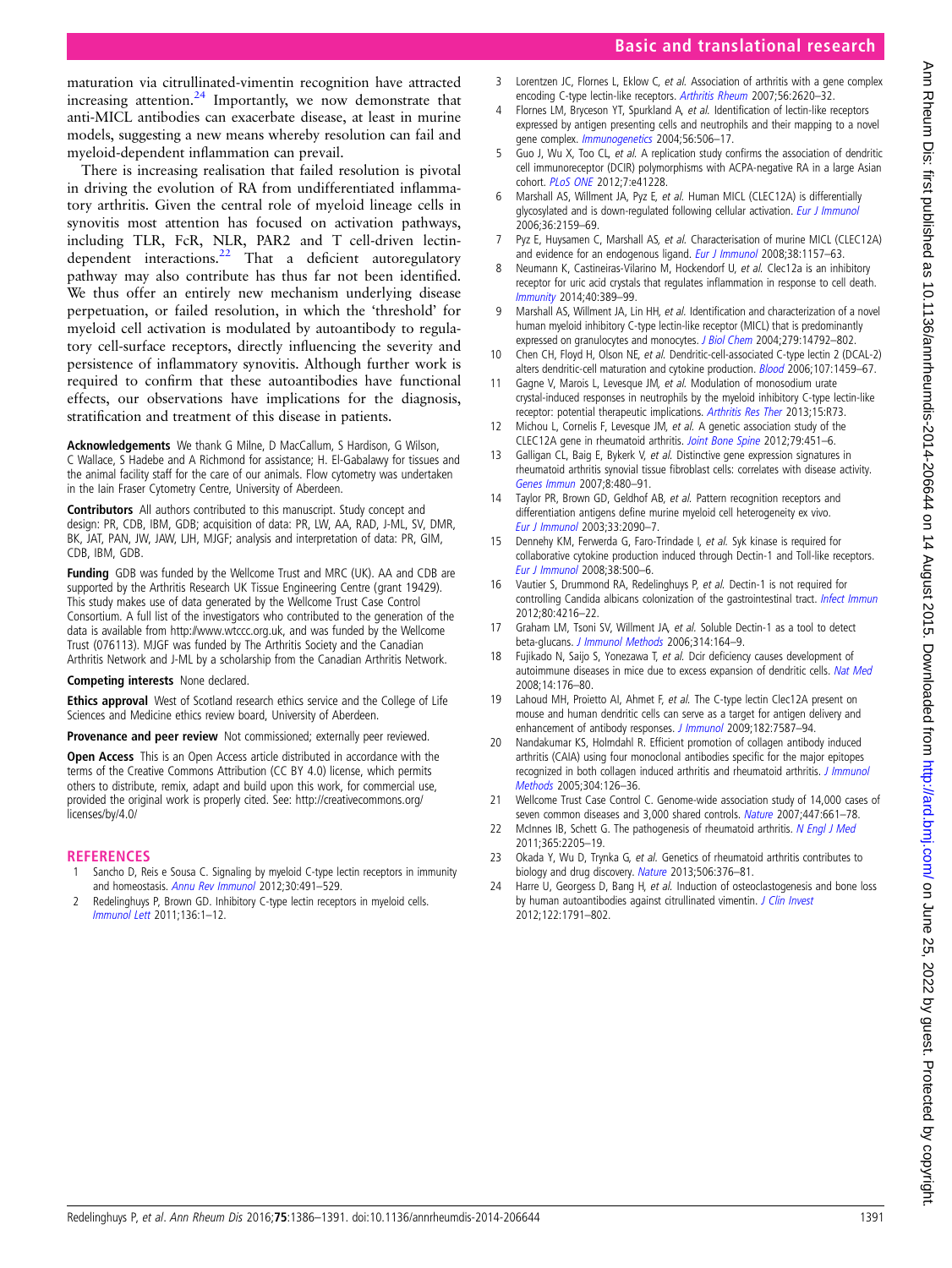maturation via citrullinated-vimentin recognition have attracted increasing attention.[24] Importantly, we now demonstrate that anti-MICL antibodies can exacerbate disease, at least in murine models, suggesting a new means whereby resolution can fail and myeloid-dependent inflammation can prevail.

There is increasing realisation that failed resolution is pivotal in driving the evolution of RA from undifferentiated inflammatory arthritis. Given the central role of myeloid lineage cells in synovitis most attention has focused on activation pathways, including TLR, FcR, NLR, PAR2 and T cell-driven lectin-dependent interactions.[22] That a deficient autoregulatory pathway may also contribute has thus far not been identified. We thus offer an entirely new mechanism underlying disease perpetuation, or failed resolution, in which the 'threshold' for myeloid cell activation is modulated by autoantibody to regulatory cell-surface receptors, directly influencing the severity and persistence of inflammatory synovitis. Although further work is required to confirm that these autoantibodies have functional effects, our observations have implications for the diagnosis, stratification and treatment of this disease in patients.

**Acknowledgements** We thank G Milne, D MacCallum, S Hardison, G Wilson, C Wallace, S Hadebe and A Richmond for assistance; H. El-Gabalawy for tissues and the animal facility staff for the care of our animals. Flow cytometry was undertaken in the Iain Fraser Cytometry Centre, University of Aberdeen.

**Contributors** All authors contributed to this manuscript. Study concept and design: PR, CDB, IBM, GDB; acquisition of data: PR, LW, AA, RAD, J-ML, SV, DMR, BK, JAT, PAN, JW, JAW, LJH, MJGF; analysis and interpretation of data: PR, GIM, CDB, IBM, GDB.

**Funding** GDB was funded by the Wellcome Trust and MRC (UK). AA and CDB are supported by the Arthritis Research UK Tissue Engineering Centre (grant 19429). This study makes use of data generated by the Wellcome Trust Case Control Consortium. A full list of the investigators who contributed to the generation of the data is available from http://www.wtccc.org.uk, and was funded by the Wellcome Trust (076113). MJGF was funded by The Arthritis Society and the Canadian Arthritis Network and J-ML by a scholarship from the Canadian Arthritis Network.

**Competing interests** None declared.

**Ethics approval** West of Scotland research ethics service and the College of Life Sciences and Medicine ethics review board, University of Aberdeen.

**Provenance and peer review** Not commissioned; externally peer reviewed.

**Open Access** This is an Open Access article distributed in accordance with the terms of the Creative Commons Attribution (CC BY 4.0) license, which permits others to distribute, remix, adapt and build upon this work, for commercial use, provided the original work is properly cited. See: http://creativecommons.org/licenses/by/4.0/

## REFERENCES

1. Sancho D, Reis e Sousa C. Signaling by myeloid C-type lectin receptors in immunity and homeostasis. *Annu Rev Immunol* 2012;30:491–529.
2. Redelinghuys P, Brown GD. Inhibitory C-type lectin receptors in myeloid cells. *Immunol Lett* 2011;136:1–12.
3. Lorentzen JC, Flornes L, Eklow C, *et al.* Association of arthritis with a gene complex encoding C-type lectin-like receptors. *Arthritis Rheum* 2007;56:2620–32.
4. Flornes LM, Bryceson YT, Spurkland A, *et al.* Identification of lectin-like receptors expressed by antigen presenting cells and neutrophils and their mapping to a novel gene complex. *Immunogenetics* 2004;56:506–17.
5. Guo J, Wu X, Too CL, *et al.* A replication study confirms the association of dendritic cell immunoreceptor (DCIR) polymorphisms with ACPA-negative RA in a large Asian cohort. *PLoS ONE* 2012;7:e41228.
6. Marshall AS, Willment JA, Pyz E, *et al.* Human MICL (CLEC12A) is differentially glycosylated and is down-regulated following cellular activation. *Eur J Immunol* 2006;36:2159–69.
7. Pyz E, Huysamen C, Marshall AS, *et al.* Characterisation of murine MICL (CLEC12A) and evidence for an endogenous ligand. *Eur J Immunol* 2008;38:1157–63.
8. Neumann K, Castineiras-Vilarino M, Hockendorf U, *et al.* Clec12a is an inhibitory receptor for uric acid crystals that regulates inflammation in response to cell death. *Immunity* 2014;40:389–99.
9. Marshall AS, Willment JA, Lin HH, *et al.* Identification and characterization of a novel human myeloid inhibitory C-type lectin-like receptor (MICL) that is predominantly expressed on granulocytes and monocytes. *J Biol Chem* 2004;279:14792–802.
10. Chen CH, Floyd H, Olson NE, *et al.* Dendritic-cell-associated C-type lectin 2 (DCAL-2) alters dendritic-cell maturation and cytokine production. *Blood* 2006;107:1459–67.
11. Gagne V, Marois L, Levesque JM, *et al.* Modulation of monosodium urate crystal-induced responses in neutrophils by the myeloid inhibitory C-type lectin-like receptor: potential therapeutic implications. *Arthritis Res Ther* 2013;15:R73.
12. Michou L, Cornelis F, Levesque JM, *et al.* A genetic association study of the CLEC12A gene in rheumatoid arthritis. *Joint Bone Spine* 2012;79:451–6.
13. Galligan CL, Baig E, Bykerk V, *et al.* Distinctive gene expression signatures in rheumatoid arthritis synovial tissue fibroblast cells: correlates with disease activity. *Genes Immun* 2007;8:480–91.
14. Taylor PR, Brown GD, Geldhof AB, *et al.* Pattern recognition receptors and differentiation antigens define murine myeloid cell heterogeneity ex vivo. *Eur J Immunol* 2003;33:2090–7.
15. Dennehy KM, Ferwerda G, Faro-Trindade I, *et al.* Syk kinase is required for collaborative cytokine production induced through Dectin-1 and Toll-like receptors. *Eur J Immunol* 2008;38:500–6.
16. Vautier S, Drummond RA, Redelinghuys P, *et al.* Dectin-1 is not required for controlling Candida albicans colonization of the gastrointestinal tract. *Infect Immun* 2012;80:4216–22.
17. Graham LM, Tsoni SV, Willment JA, *et al.* Soluble Dectin-1 as a tool to detect beta-glucans. *J Immunol Methods* 2006;314:164–9.
18. Fujikado N, Saijo S, Yonezawa T, *et al.* Dcir deficiency causes development of autoimmune diseases in mice due to excess expansion of dendritic cells. *Nat Med* 2008;14:176–80.
19. Lahoud MH, Proietto AI, Ahmet F, *et al.* The C-type lectin Clec12A present on mouse and human dendritic cells can serve as a target for antigen delivery and enhancement of antibody responses. *J Immunol* 2009;182:7587–94.
20. Nandakumar KS, Holmdahl R. Efficient promotion of collagen antibody induced arthritis (CAIA) using four monoclonal antibodies specific for the major epitopes recognized in both collagen induced arthritis and rheumatoid arthritis. *J Immunol Methods* 2005;304:126–36.
21. Wellcome Trust Case Control C. Genome-wide association study of 14,000 cases of seven common diseases and 3,000 shared controls. *Nature* 2007;447:661–78.
22. McInnes IB, Schett G. The pathogenesis of rheumatoid arthritis. *N Engl J Med* 2011;365:2205–19.
23. Okada Y, Wu D, Trynka G, *et al.* Genetics of rheumatoid arthritis contributes to biology and drug discovery. *Nature* 2013;506:376–81.
24. Harre U, Georgess D, Bang H, *et al.* Induction of osteoclastogenesis and bone loss by human autoantibodies against citrullinated vimentin. *J Clin Invest* 2012;122:1791–802.